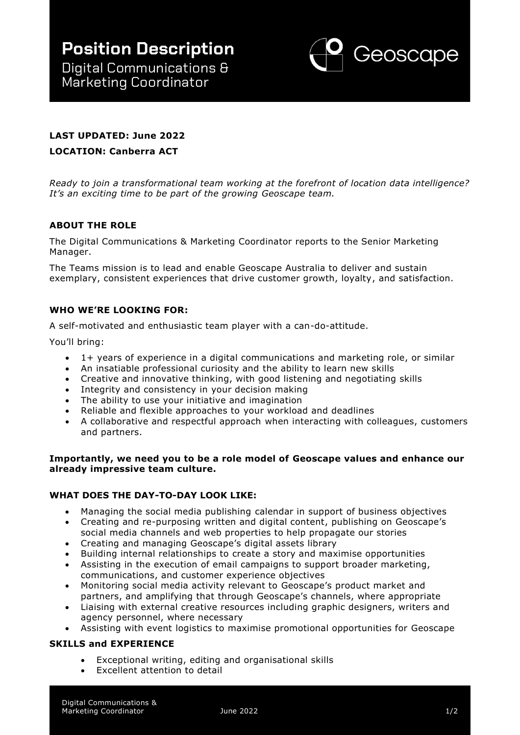# Position Description

Digital Communications & Marketing Coordinator

Geoscape

**LAST UPDATED: June 2022**

**LOCATION: Canberra ACT**

*Ready to join a transformational team working at the forefront of location data intelligence? It's an exciting time to be part of the growing Geoscape team.*

## ABOUT THE ROLE

The Digital Communications & Marketing Coordinator reports to the Senior Marketing Manager.

The Teams mission is to lead and enable Geoscape Australia to deliver and sustain exemplary, consistent experiences that drive customer growth, loyalty, and satisfaction.

## WHO WE'RE LOOKING FOR:

A self-motivated and enthusiastic team player with a can-do-attitude.

You'll bring:

- 1+ years of experience in a digital communications and marketing role, or similar
- An insatiable professional curiosity and the ability to learn new skills
- Creative and innovative thinking, with good listening and negotiating skills
- Integrity and consistency in your decision making
- The ability to use your initiative and imagination
- Reliable and flexible approaches to your workload and deadlines
- A collaborative and respectful approach when interacting with colleagues, customers and partners.

**Importantly, we need you to be a role model of Geoscape values and enhance our already impressive team culture.**

## WHAT DOES THE DAY-TO-DAY LOOK LIKE:

- Managing the social media publishing calendar in support of business objectives
- Creating and re-purposing written and digital content, publishing on Geoscape's social media channels and web properties to help propagate our stories
- Creating and managing Geoscape's digital assets library
- Building internal relationships to create a story and maximise opportunities
- Assisting in the execution of email campaigns to support broader marketing, communications, and customer experience objectives
- Monitoring social media activity relevant to Geoscape's product market and partners, and amplifying that through Geoscape's channels, where appropriate
- Liaising with external creative resources including graphic designers, writers and agency personnel, where necessary
- Assisting with event logistics to maximise promotional opportunities for Geoscape

## SKILLS and EXPERIENCE

- Exceptional writing, editing and organisational skills
- Excellent attention to detail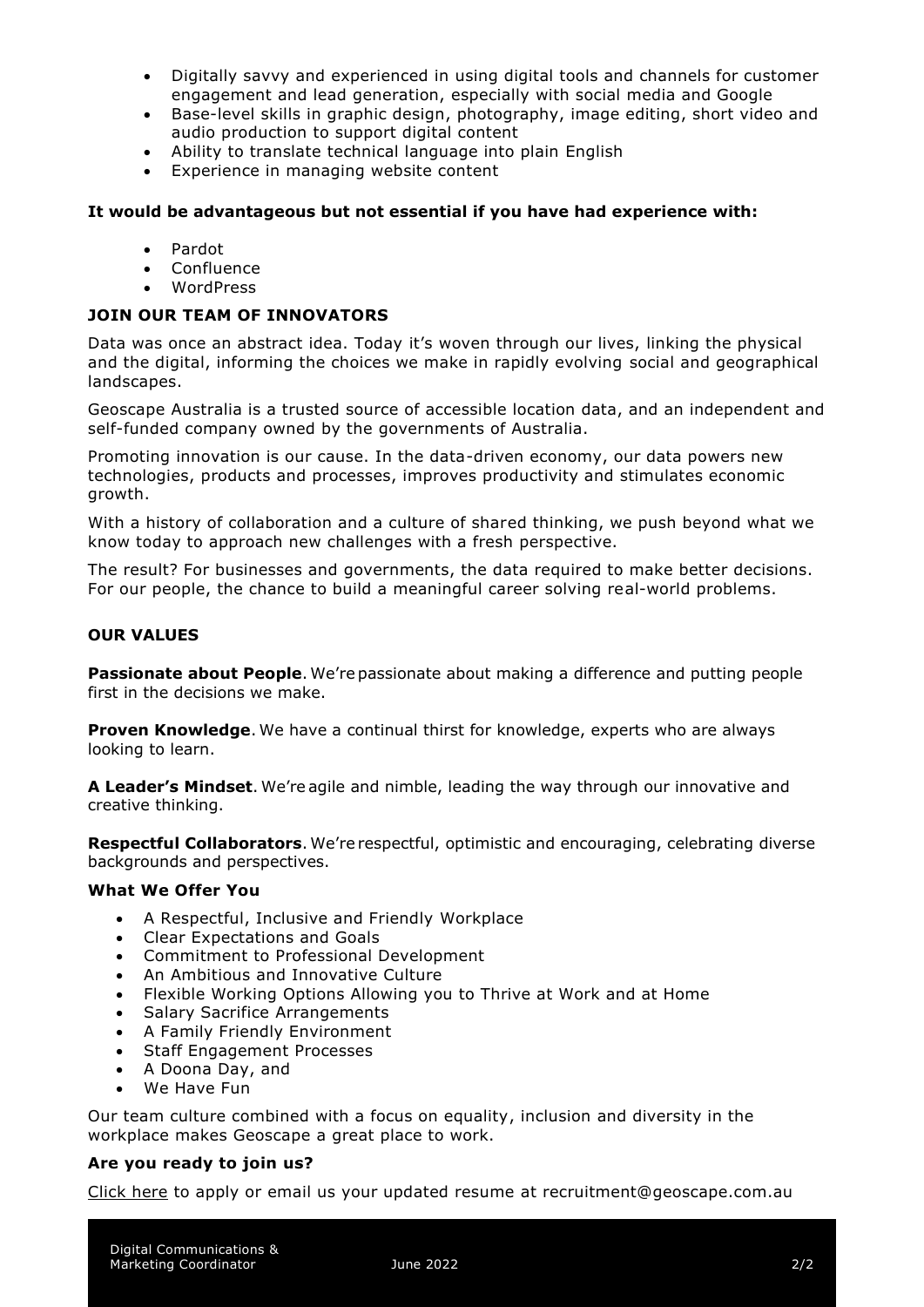- Digitally savvy and experienced in using digital tools and channels for customer engagement and lead generation, especially with social media and Google
- Base-level skills in graphic design, photography, image editing, short video and audio production to support digital content
- Ability to translate technical language into plain English
- Experience in managing website content

**It would be advantageous but not essential if you have had experience with:**

- Pardot
- Confluence
- WordPress

## JOIN OUR TEAM OF INNOVATORS

Data was once an abstract idea. Today it's woven through our lives, linking the physical and the digital, informing the choices we make in rapidly evolving social and geographical landscapes.

Geoscape Australia is a trusted source of accessible location data, and an independent and self-funded company owned by the governments of Australia.

Promoting innovation is our cause. In the data-driven economy, our data powers new technologies, products and processes, improves productivity and stimulates economic growth.

With a history of collaboration and a culture of shared thinking, we push beyond what we know today to approach new challenges with a fresh perspective.

The result? For businesses and governments, the data required to make better decisions. For our people, the chance to build a meaningful career solving real-world problems.

## OUR VALUES

**Passionate about People**. We're passionate about making a difference and putting people first in the decisions we make.

**Proven Knowledge**. We have a continual thirst for knowledge, experts who are always looking to learn.

**A Leader's Mindset**. We're agile and nimble, leading the way through our innovative and creative thinking.

**Respectful Collaborators**. We're respectful, optimistic and encouraging, celebrating diverse backgrounds and perspectives.

### What We Offer You

- A Respectful, Inclusive and Friendly Workplace
- Clear Expectations and Goals
- Commitment to Professional Development
- An Ambitious and Innovative Culture
- Flexible Working Options Allowing you to Thrive at Work and at Home
- Salary Sacrifice Arrangements
- A Family Friendly Environment
- Staff Engagement Processes
- A Doona Day, and
- We Have Fun

Our team culture combined with a focus on equality, inclusion and diversity in the workplace makes Geoscape a great place to work.

### Are you ready to join us?

Click here to apply or email us your updated resume at recruitment@geoscape.com.au